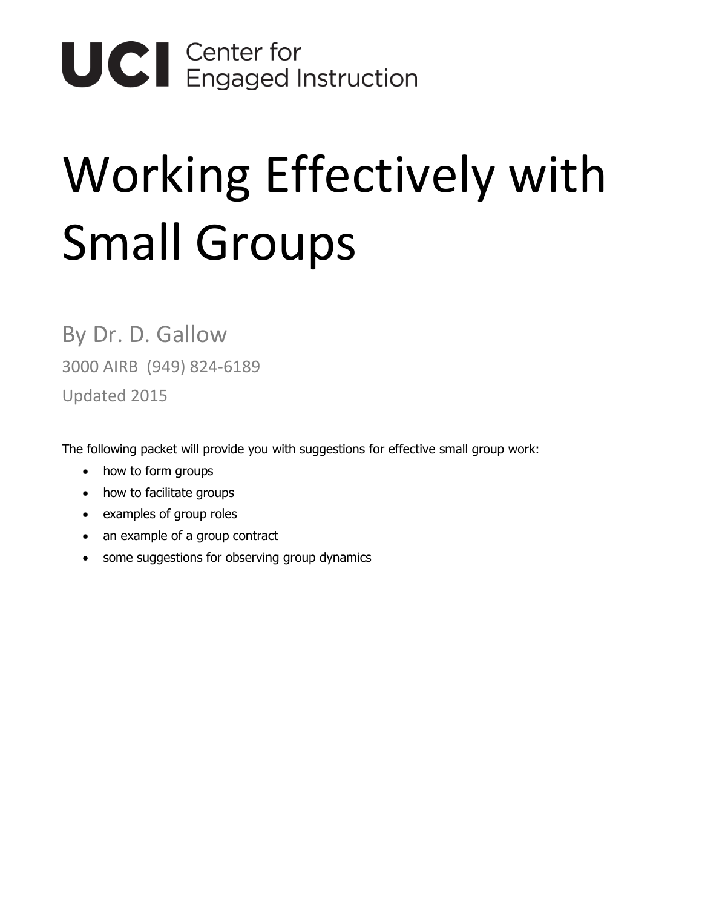UCI Center for Engaged Instruction

# Working Effectively with Small Groups

By Dr. D. Gallow

3000 AIRB (949) 824-6189

Updated 2015

The following packet will provide you with suggestions for effective small group work:

- how to form groups
- how to facilitate groups
- examples of group roles
- an example of a group contract
- some suggestions for observing group dynamics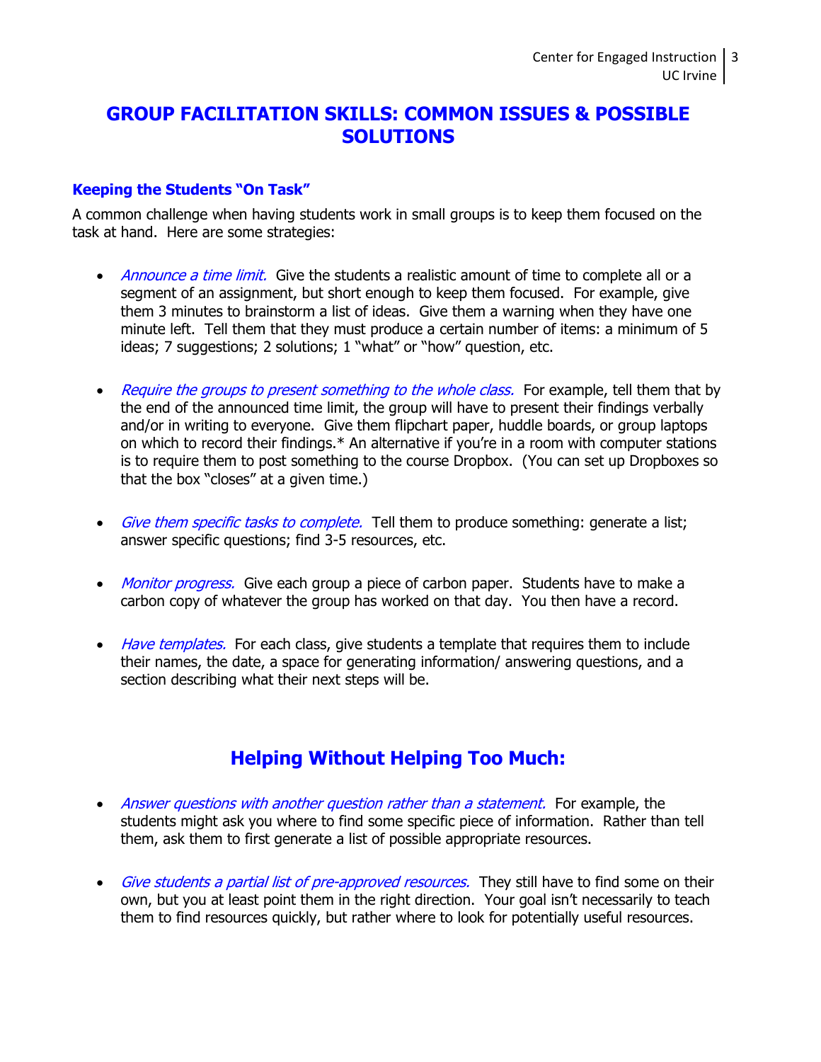# GROUP FACILITATION SKILLS: COMMON ISSUES & POSSIBLE SOLUTIONS

### Keeping the Students "On Task"

A common challenge when having students work in small groups is to keep them focused on the task at hand. Here are some strategies:

- *Announce a time limit.* Give the students a realistic amount of time to complete all or a segment of an assignment, but short enough to keep them focused. For example, give them 3 minutes to brainstorm a list of ideas. Give them a warning when they have one minute left. Tell them that they must produce a certain number of items: a minimum of 5 ideas; 7 suggestions; 2 solutions; 1 "what" or "how" question, etc.

- *Require the groups to present something to the whole class.* For example, tell them that by the end of the announced time limit, the group will have to present their findings verbally and/or in writing to everyone. Give them flipchart paper, huddle boards, or group laptops on which to record their findings.* An alternative if you're in a room with computer stations is to require them to post something to the course Dropbox. (You can set up Dropboxes so that the box "closes" at a given time.)

- *Give them specific tasks to complete.* Tell them to produce something: generate a list; answer specific questions; find 3-5 resources, etc.

- *Monitor progress.* Give each group a piece of carbon paper. Students have to make a carbon copy of whatever the group has worked on that day. You then have a record.

- *Have templates.* For each class, give students a template that requires them to include their names, the date, a space for generating information/ answering questions, and a section describing what their next steps will be.

## Helping Without Helping Too Much:

- *Answer questions with another question rather than a statement.* For example, the students might ask you where to find some specific piece of information. Rather than tell them, ask them to first generate a list of possible appropriate resources.

- *Give students a partial list of pre-approved resources.* They still have to find some on their own, but you at least point them in the right direction. Your goal isn't necessarily to teach them to find resources quickly, but rather where to look for potentially useful resources.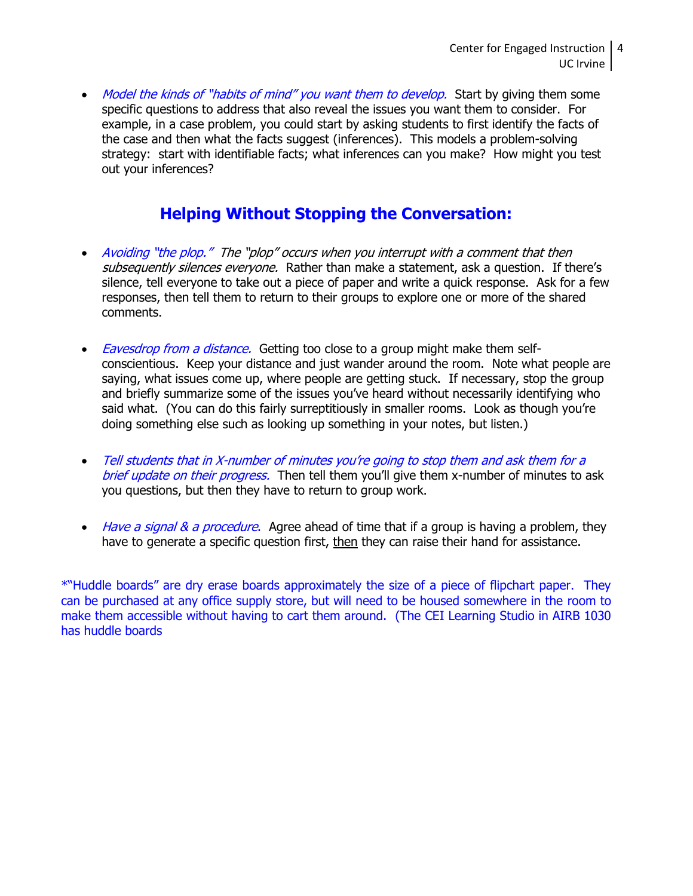- *Model the kinds of "habits of mind" you want them to develop.* Start by giving them some specific questions to address that also reveal the issues you want them to consider. For example, in a case problem, you could start by asking students to first identify the facts of the case and then what the facts suggest (inferences). This models a problem-solving strategy: start with identifiable facts; what inferences can you make? How might you test out your inferences?

## Helping Without Stopping the Conversation:

- *Avoiding "the plop." The "plop" occurs when you interrupt with a comment that then subsequently silences everyone.* Rather than make a statement, ask a question. If there's silence, tell everyone to take out a piece of paper and write a quick response. Ask for a few responses, then tell them to return to their groups to explore one or more of the shared comments.

- *Eavesdrop from a distance.* Getting too close to a group might make them self-conscientious. Keep your distance and just wander around the room. Note what people are saying, what issues come up, where people are getting stuck. If necessary, stop the group and briefly summarize some of the issues you've heard without necessarily identifying who said what. (You can do this fairly surreptitiously in smaller rooms. Look as though you're doing something else such as looking up something in your notes, but listen.)

- *Tell students that in X-number of minutes you're going to stop them and ask them for a brief update on their progress.* Then tell them you'll give them x-number of minutes to ask you questions, but then they have to return to group work.

- *Have a signal & a procedure.* Agree ahead of time that if a group is having a problem, they have to generate a specific question first, <u>then</u> they can raise their hand for assistance.

*"Huddle boards" are dry erase boards approximately the size of a piece of flipchart paper. They can be purchased at any office supply store, but will need to be housed somewhere in the room to make them accessible without having to cart them around. (The CEI Learning Studio in AIRB 1030 has huddle boards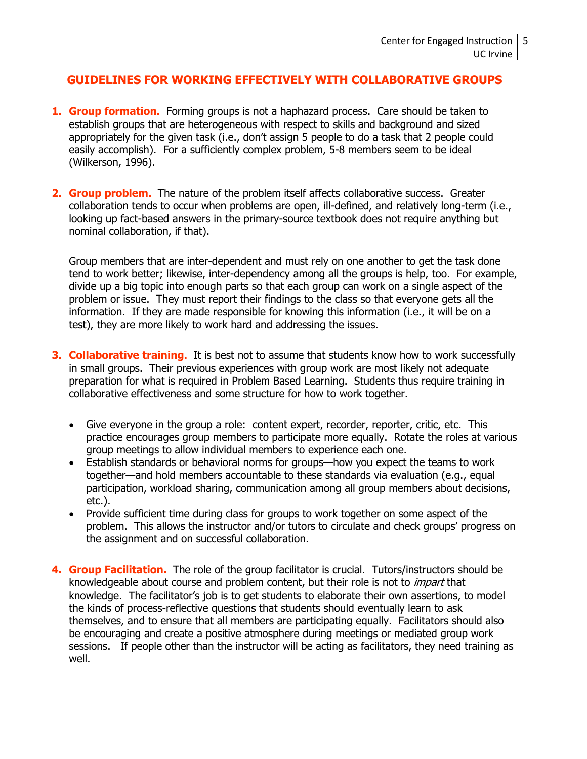## GUIDELINES FOR WORKING EFFECTIVELY WITH COLLABORATIVE GROUPS

1. **Group formation.** Forming groups is not a haphazard process. Care should be taken to establish groups that are heterogeneous with respect to skills and background and sized appropriately for the given task (i.e., don't assign 5 people to do a task that 2 people could easily accomplish). For a sufficiently complex problem, 5-8 members seem to be ideal (Wilkerson, 1996).

2. **Group problem.** The nature of the problem itself affects collaborative success. Greater collaboration tends to occur when problems are open, ill-defined, and relatively long-term (i.e., looking up fact-based answers in the primary-source textbook does not require anything but nominal collaboration, if that).

   Group members that are inter-dependent and must rely on one another to get the task done tend to work better; likewise, inter-dependency among all the groups is help, too. For example, divide up a big topic into enough parts so that each group can work on a single aspect of the problem or issue. They must report their findings to the class so that everyone gets all the information. If they are made responsible for knowing this information (i.e., it will be on a test), they are more likely to work hard and addressing the issues.

3. **Collaborative training.** It is best not to assume that students know how to work successfully in small groups. Their previous experiences with group work are most likely not adequate preparation for what is required in Problem Based Learning. Students thus require training in collaborative effectiveness and some structure for how to work together.

   - Give everyone in the group a role: content expert, recorder, reporter, critic, etc. This practice encourages group members to participate more equally. Rotate the roles at various group meetings to allow individual members to experience each one.
   - Establish standards or behavioral norms for groups—how you expect the teams to work together—and hold members accountable to these standards via evaluation (e.g., equal participation, workload sharing, communication among all group members about decisions, etc.).
   - Provide sufficient time during class for groups to work together on some aspect of the problem. This allows the instructor and/or tutors to circulate and check groups' progress on the assignment and on successful collaboration.

4. **Group Facilitation.** The role of the group facilitator is crucial. Tutors/instructors should be knowledgeable about course and problem content, but their role is not to *impart* that knowledge. The facilitator's job is to get students to elaborate their own assertions, to model the kinds of process-reflective questions that students should eventually learn to ask themselves, and to ensure that all members are participating equally. Facilitators should also be encouraging and create a positive atmosphere during meetings or mediated group work sessions. If people other than the instructor will be acting as facilitators, they need training as well.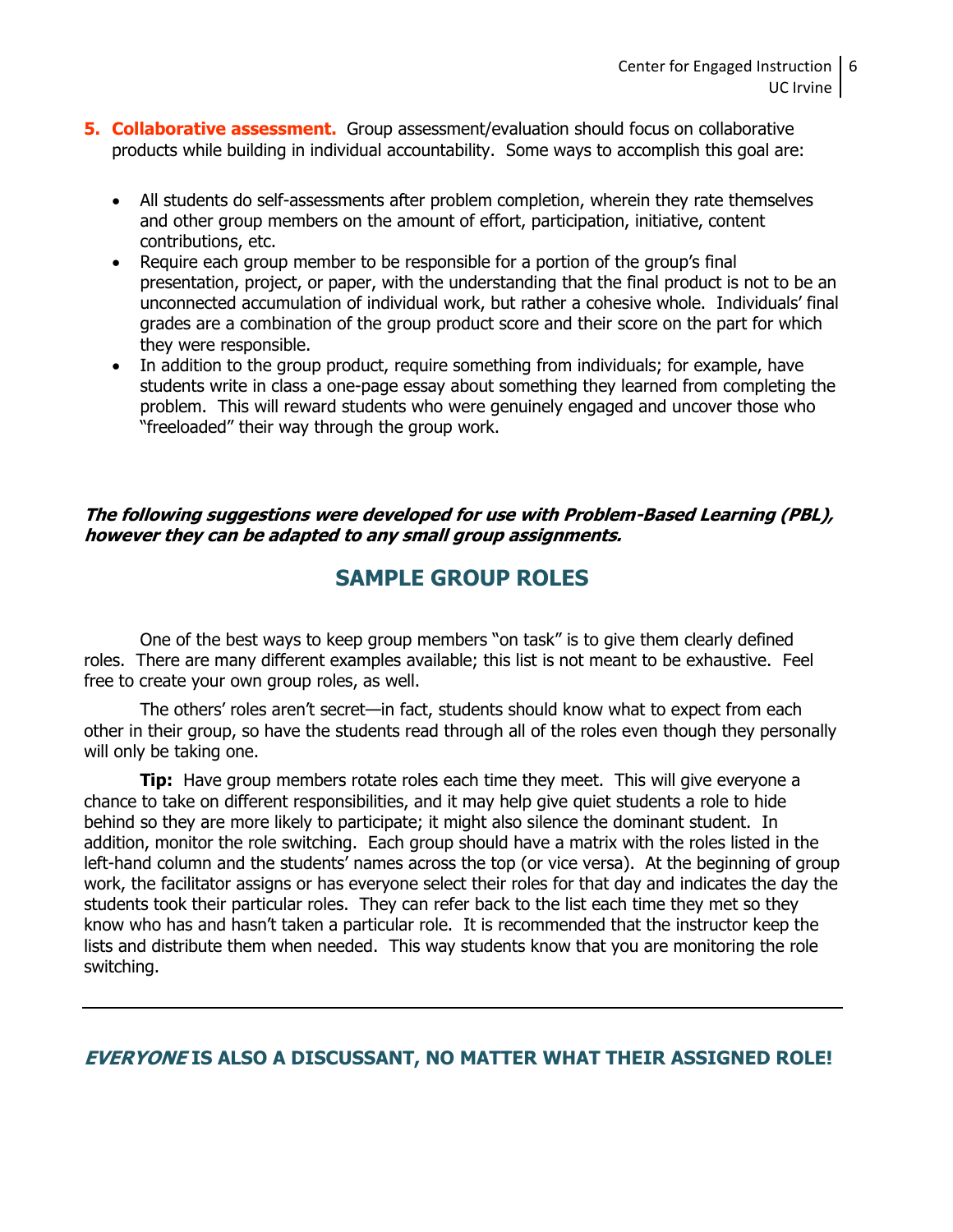5. **Collaborative assessment.** Group assessment/evaluation should focus on collaborative products while building in individual accountability. Some ways to accomplish this goal are:

    - All students do self-assessments after problem completion, wherein they rate themselves and other group members on the amount of effort, participation, initiative, content contributions, etc.
    - Require each group member to be responsible for a portion of the group's final presentation, project, or paper, with the understanding that the final product is not to be an unconnected accumulation of individual work, but rather a cohesive whole. Individuals' final grades are a combination of the group product score and their score on the part for which they were responsible.
    - In addition to the group product, require something from individuals; for example, have students write in class a one-page essay about something they learned from completing the problem. This will reward students who were genuinely engaged and uncover those who "freeloaded" their way through the group work.

***The following suggestions were developed for use with Problem-Based Learning (PBL), however they can be adapted to any small group assignments.***

## SAMPLE GROUP ROLES

One of the best ways to keep group members "on task" is to give them clearly defined roles. There are many different examples available; this list is not meant to be exhaustive. Feel free to create your own group roles, as well.

The others' roles aren't secret—in fact, students should know what to expect from each other in their group, so have the students read through all of the roles even though they personally will only be taking one.

**Tip:** Have group members rotate roles each time they meet. This will give everyone a chance to take on different responsibilities, and it may help give quiet students a role to hide behind so they are more likely to participate; it might also silence the dominant student. In addition, monitor the role switching. Each group should have a matrix with the roles listed in the left-hand column and the students' names across the top (or vice versa). At the beginning of group work, the facilitator assigns or has everyone select their roles for that day and indicates the day the students took their particular roles. They can refer back to the list each time they met so they know who has and hasn't taken a particular role. It is recommended that the instructor keep the lists and distribute them when needed. This way students know that you are monitoring the role switching.

---

### ***EVERYONE*** IS ALSO A DISCUSSANT, NO MATTER WHAT THEIR ASSIGNED ROLE!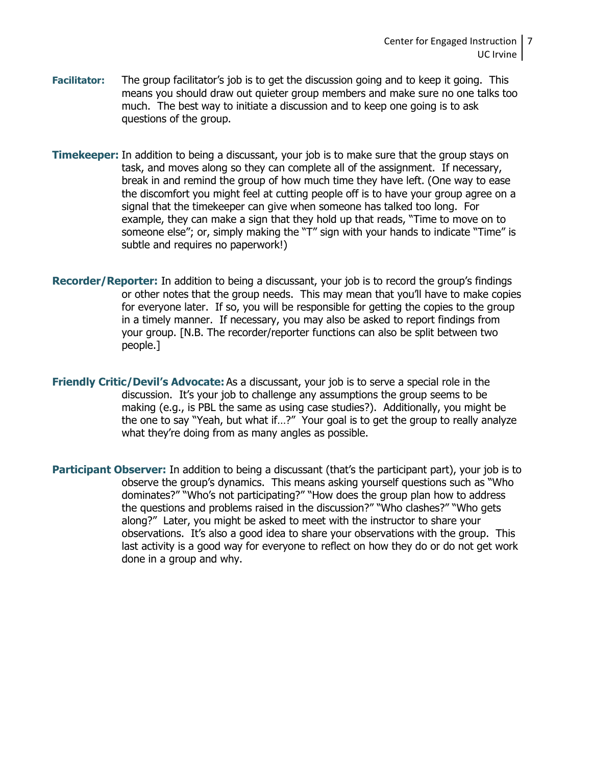**Facilitator:** The group facilitator's job is to get the discussion going and to keep it going. This means you should draw out quieter group members and make sure no one talks too much. The best way to initiate a discussion and to keep one going is to ask questions of the group.

**Timekeeper:** In addition to being a discussant, your job is to make sure that the group stays on task, and moves along so they can complete all of the assignment. If necessary, break in and remind the group of how much time they have left. (One way to ease the discomfort you might feel at cutting people off is to have your group agree on a signal that the timekeeper can give when someone has talked too long. For example, they can make a sign that they hold up that reads, "Time to move on to someone else"; or, simply making the "T" sign with your hands to indicate "Time" is subtle and requires no paperwork!)

**Recorder/Reporter:** In addition to being a discussant, your job is to record the group's findings or other notes that the group needs. This may mean that you'll have to make copies for everyone later. If so, you will be responsible for getting the copies to the group in a timely manner. If necessary, you may also be asked to report findings from your group. [N.B. The recorder/reporter functions can also be split between two people.]

**Friendly Critic/Devil's Advocate:** As a discussant, your job is to serve a special role in the discussion. It's your job to challenge any assumptions the group seems to be making (e.g., is PBL the same as using case studies?). Additionally, you might be the one to say "Yeah, but what if…?" Your goal is to get the group to really analyze what they're doing from as many angles as possible.

**Participant Observer:** In addition to being a discussant (that's the participant part), your job is to observe the group's dynamics. This means asking yourself questions such as "Who dominates?" "Who's not participating?" "How does the group plan how to address the questions and problems raised in the discussion?" "Who clashes?" "Who gets along?" Later, you might be asked to meet with the instructor to share your observations. It's also a good idea to share your observations with the group. This last activity is a good way for everyone to reflect on how they do or do not get work done in a group and why.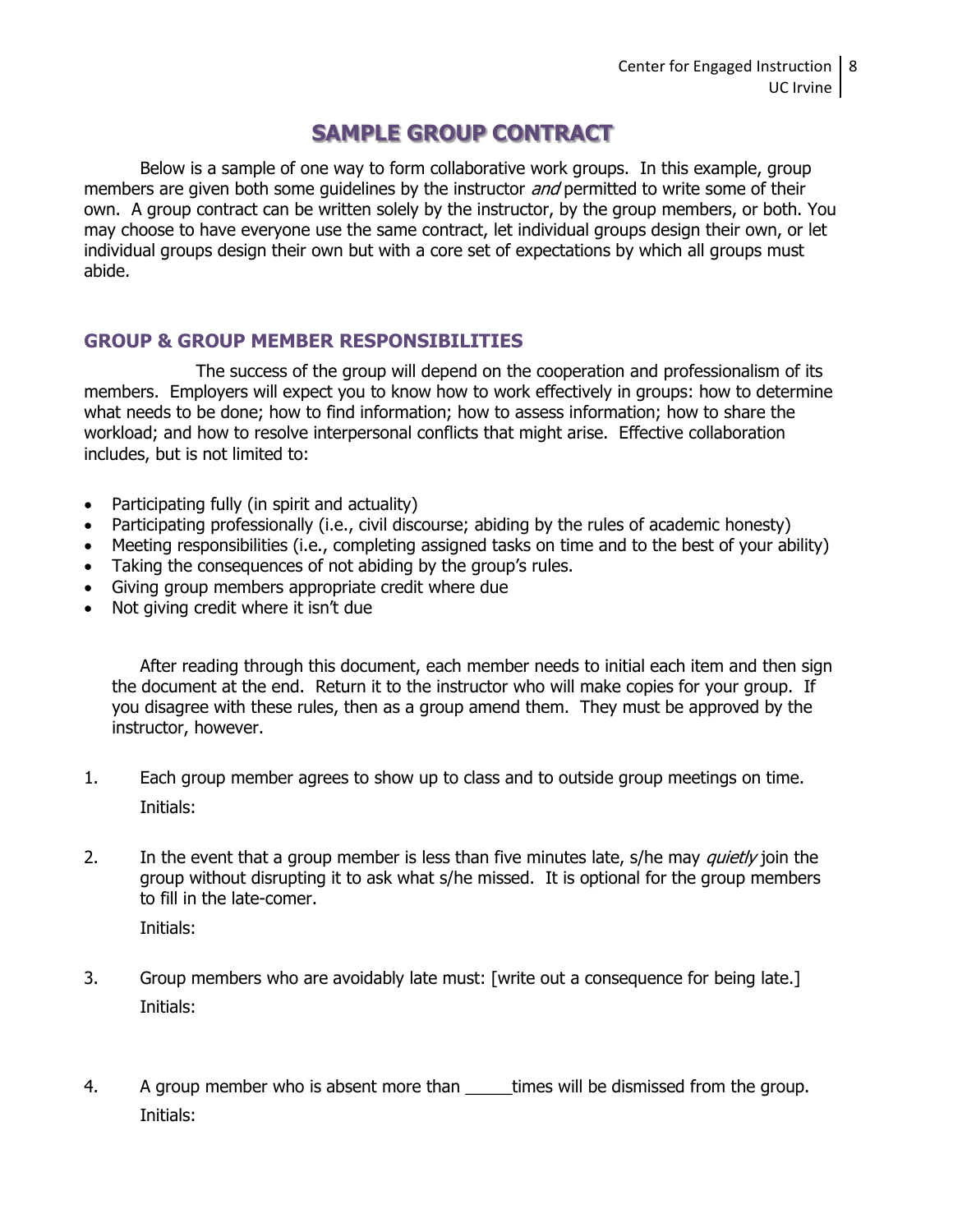# SAMPLE GROUP CONTRACT

Below is a sample of one way to form collaborative work groups. In this example, group members are given both some guidelines by the instructor *and* permitted to write some of their own. A group contract can be written solely by the instructor, by the group members, or both. You may choose to have everyone use the same contract, let individual groups design their own, or let individual groups design their own but with a core set of expectations by which all groups must abide.

## GROUP & GROUP MEMBER RESPONSIBILITIES

The success of the group will depend on the cooperation and professionalism of its members. Employers will expect you to know how to work effectively in groups: how to determine what needs to be done; how to find information; how to assess information; how to share the workload; and how to resolve interpersonal conflicts that might arise. Effective collaboration includes, but is not limited to:

- Participating fully (in spirit and actuality)
- Participating professionally (i.e., civil discourse; abiding by the rules of academic honesty)
- Meeting responsibilities (i.e., completing assigned tasks on time and to the best of your ability)
- Taking the consequences of not abiding by the group's rules.
- Giving group members appropriate credit where due
- Not giving credit where it isn't due

After reading through this document, each member needs to initial each item and then sign the document at the end. Return it to the instructor who will make copies for your group. If you disagree with these rules, then as a group amend them. They must be approved by the instructor, however.

1. Each group member agrees to show up to class and to outside group meetings on time.

   Initials:

2. In the event that a group member is less than five minutes late, s/he may *quietly* join the group without disrupting it to ask what s/he missed. It is optional for the group members to fill in the late-comer.

   Initials:

3. Group members who are avoidably late must: [write out a consequence for being late.]

   Initials:

4. A group member who is absent more than _____times will be dismissed from the group.

   Initials: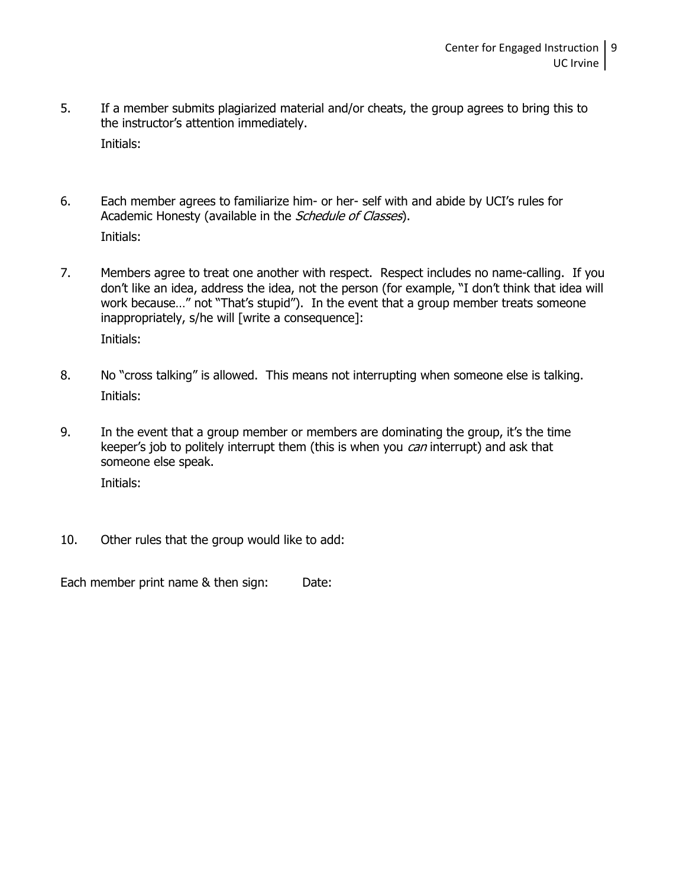5. If a member submits plagiarized material and/or cheats, the group agrees to bring this to the instructor's attention immediately.

   Initials:

6. Each member agrees to familiarize him- or her- self with and abide by UCI's rules for Academic Honesty (available in the *Schedule of Classes*).

   Initials:

7. Members agree to treat one another with respect. Respect includes no name-calling. If you don't like an idea, address the idea, not the person (for example, "I don't think that idea will work because…" not "That's stupid"). In the event that a group member treats someone inappropriately, s/he will [write a consequence]:

   Initials:

8. No "cross talking" is allowed. This means not interrupting when someone else is talking.

   Initials:

9. In the event that a group member or members are dominating the group, it's the time keeper's job to politely interrupt them (this is when you *can* interrupt) and ask that someone else speak.

   Initials:

10. Other rules that the group would like to add:

Each member print name & then sign: Date: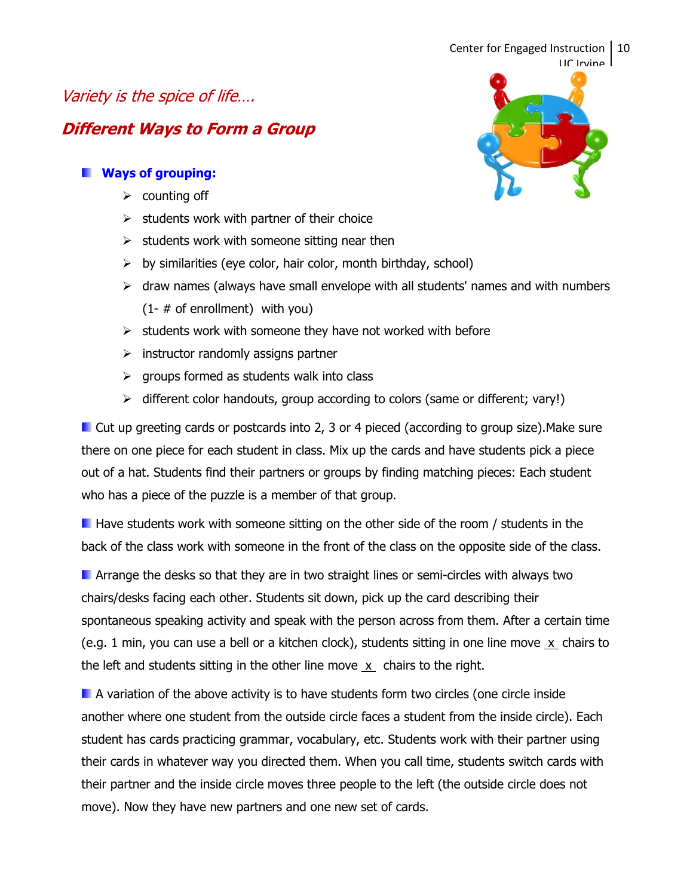*Variety is the spice of life….*

## ***Different Ways to Form a Group***

- **Ways of grouping:**
  - counting off
  - students work with partner of their choice
  - students work with someone sitting near then
  - by similarities (eye color, hair color, month birthday, school)
  - draw names (always have small envelope with all students' names and with numbers (1- # of enrollment) with you)
  - students work with someone they have not worked with before
  - instructor randomly assigns partner
  - groups formed as students walk into class
  - different color handouts, group according to colors (same or different; vary!)

- Cut up greeting cards or postcards into 2, 3 or 4 pieced (according to group size).Make sure there on one piece for each student in class. Mix up the cards and have students pick a piece out of a hat. Students find their partners or groups by finding matching pieces: Each student who has a piece of the puzzle is a member of that group.

- Have students work with someone sitting on the other side of the room / students in the back of the class work with someone in the front of the class on the opposite side of the class.

- Arrange the desks so that they are in two straight lines or semi-circles with always two chairs/desks facing each other. Students sit down, pick up the card describing their spontaneous speaking activity and speak with the person across from them. After a certain time (e.g. 1 min, you can use a bell or a kitchen clock), students sitting in one line move x chairs to the left and students sitting in the other line move x chairs to the right.

- A variation of the above activity is to have students form two circles (one circle inside another where one student from the outside circle faces a student from the inside circle). Each student has cards practicing grammar, vocabulary, etc. Students work with their partner using their cards in whatever way you directed them. When you call time, students switch cards with their partner and the inside circle moves three people to the left (the outside circle does not move). Now they have new partners and one new set of cards.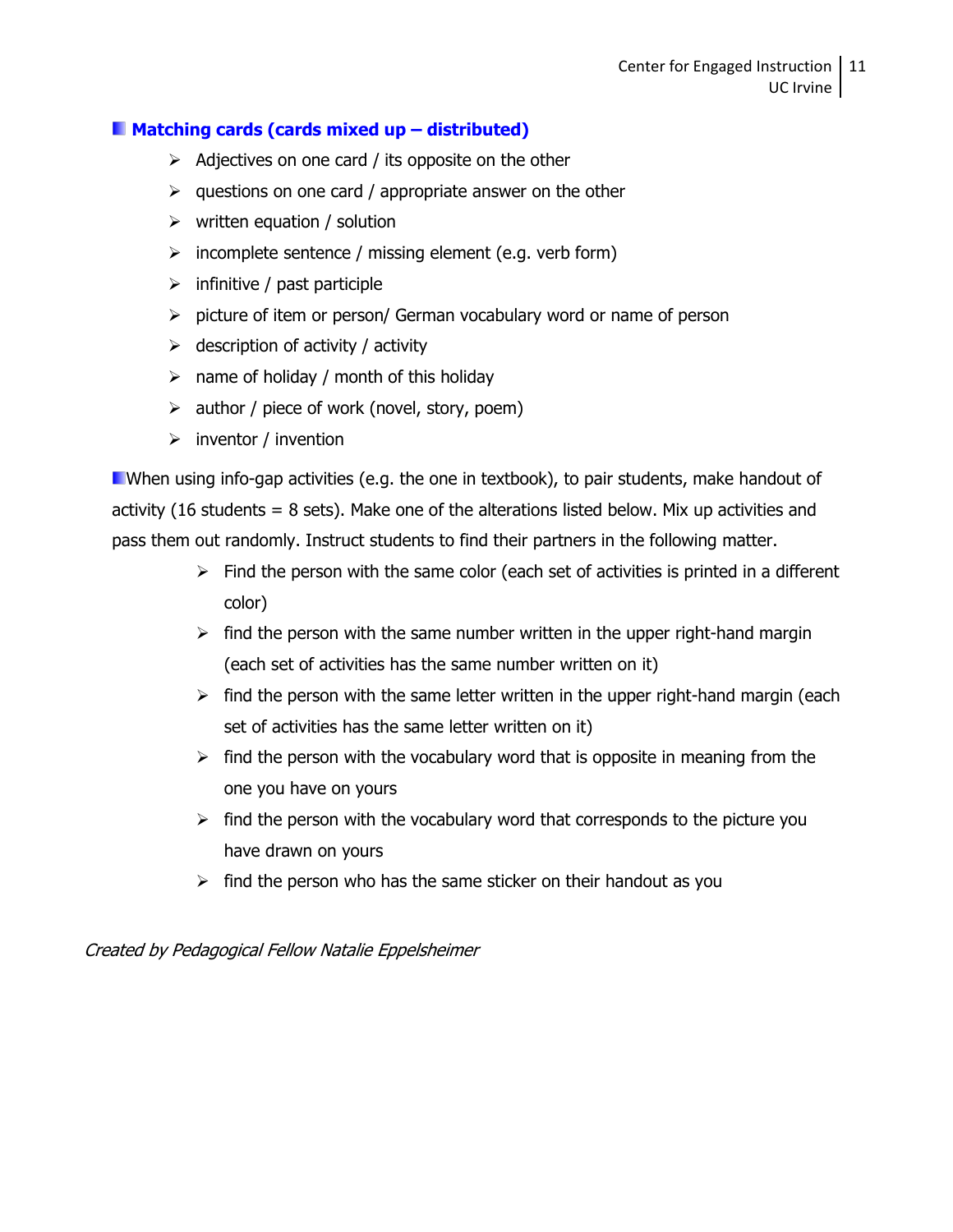### Matching cards (cards mixed up – distributed)

- Adjectives on one card / its opposite on the other
- questions on one card / appropriate answer on the other
- written equation / solution
- incomplete sentence / missing element (e.g. verb form)
- infinitive / past participle
- picture of item or person/ German vocabulary word or name of person
- description of activity / activity
- name of holiday / month of this holiday
- author / piece of work (novel, story, poem)
- inventor / invention

When using info-gap activities (e.g. the one in textbook), to pair students, make handout of activity (16 students = 8 sets). Make one of the alterations listed below. Mix up activities and pass them out randomly. Instruct students to find their partners in the following matter.

- Find the person with the same color (each set of activities is printed in a different color)
- find the person with the same number written in the upper right-hand margin (each set of activities has the same number written on it)
- find the person with the same letter written in the upper right-hand margin (each set of activities has the same letter written on it)
- find the person with the vocabulary word that is opposite in meaning from the one you have on yours
- find the person with the vocabulary word that corresponds to the picture you have drawn on yours
- find the person who has the same sticker on their handout as you

*Created by Pedagogical Fellow Natalie Eppelsheimer*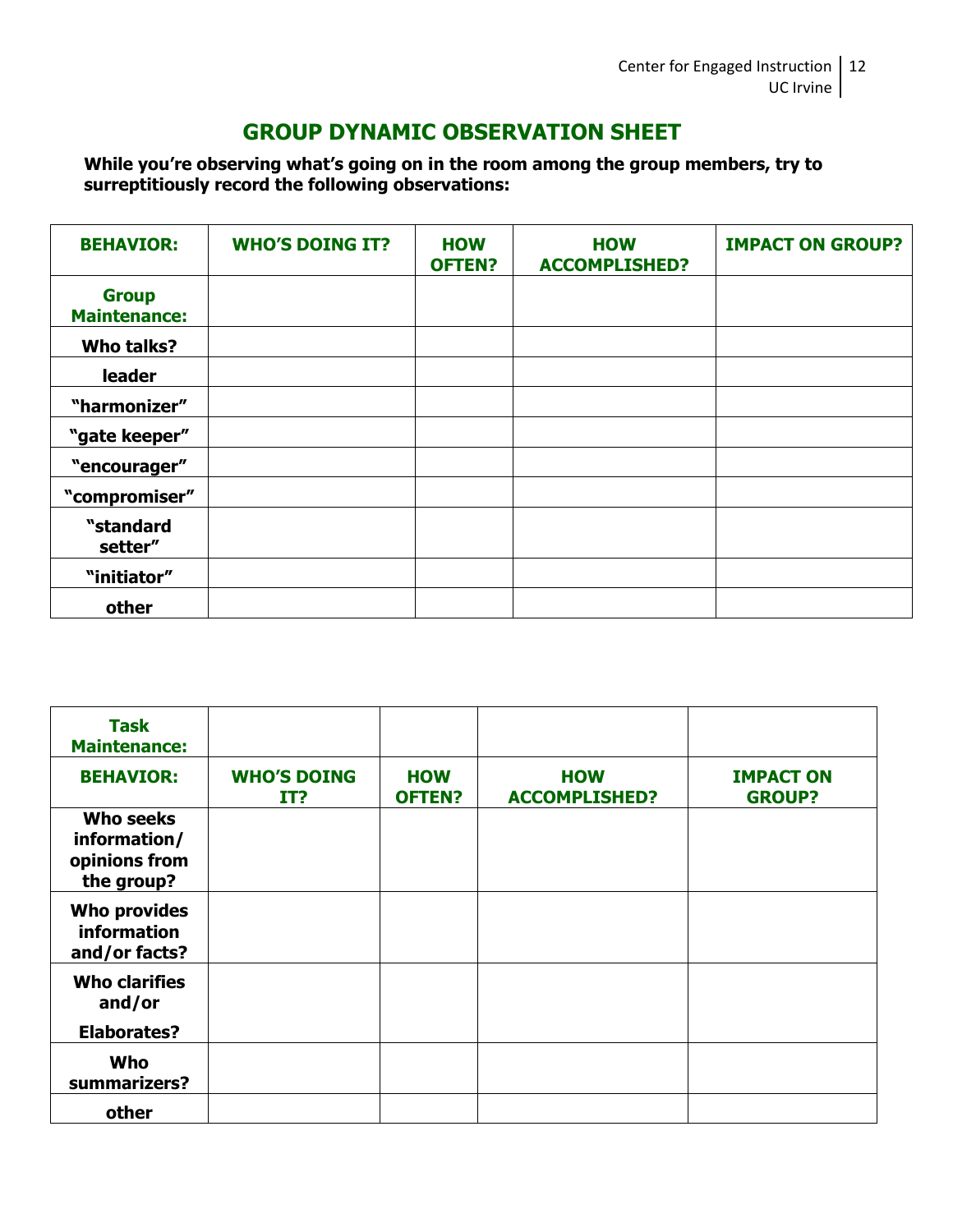## GROUP DYNAMIC OBSERVATION SHEET

**While you're observing what's going on in the room among the group members, try to surreptitiously record the following observations:**

| BEHAVIOR: | WHO'S DOING IT? | HOW OFTEN? | HOW ACCOMPLISHED? | IMPACT ON GROUP? |
|---|---|---|---|---|
| **Group Maintenance:** | | | | |
| **Who talks?** | | | | |
| **leader** | | | | |
| **"harmonizer"** | | | | |
| **"gate keeper"** | | | | |
| **"encourager"** | | | | |
| **"compromiser"** | | | | |
| **"standard setter"** | | | | |
| **"initiator"** | | | | |
| **other** | | | | |

| **Task Maintenance:** | | | | |
|---|---|---|---|---|
| **BEHAVIOR:** | **WHO'S DOING IT?** | **HOW OFTEN?** | **HOW ACCOMPLISHED?** | **IMPACT ON GROUP?** |
| **Who seeks information/ opinions from the group?** | | | | |
| **Who provides information and/or facts?** | | | | |
| **Who clarifies and/or Elaborates?** | | | | |
| **Who summarizers?** | | | | |
| **other** | | | | |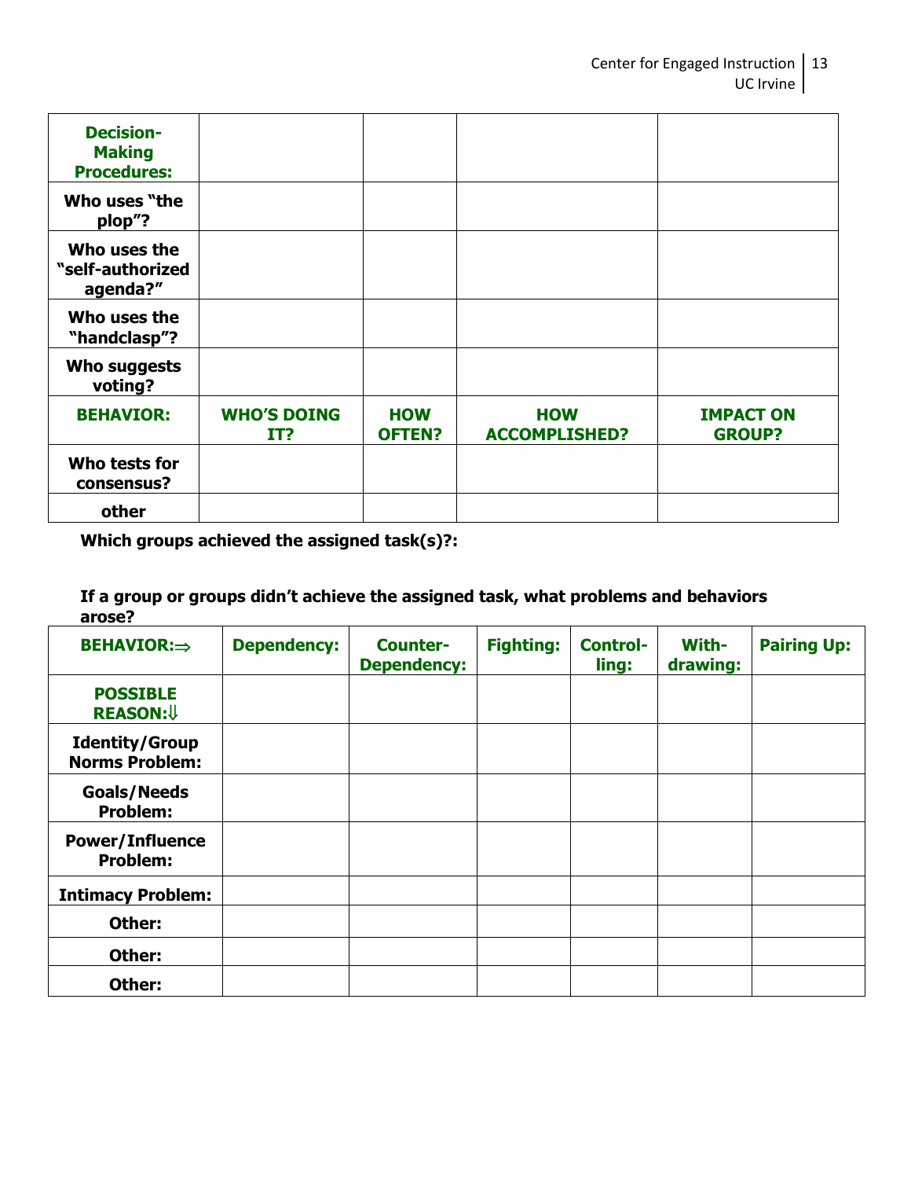| **Decision-Making Procedures:** | | | | |
|---|---|---|---|---|
| **Who uses "the plop"?** | | | | |
| **Who uses the "self-authorized agenda?"** | | | | |
| **Who uses the "handclasp"?** | | | | |
| **Who suggests voting?** | | | | |
| **BEHAVIOR:** | **WHO'S DOING IT?** | **HOW OFTEN?** | **HOW ACCOMPLISHED?** | **IMPACT ON GROUP?** |
| **Who tests for consensus?** | | | | |
| **other** | | | | |

**Which groups achieved the assigned task(s)?:**

**If a group or groups didn't achieve the assigned task, what problems and behaviors arose?**

| **BEHAVIOR:⇒** | **Dependency:** | **Counter-Dependency:** | **Fighting:** | **Control-ling:** | **With-drawing:** | **Pairing Up:** |
|---|---|---|---|---|---|---|
| **POSSIBLE REASON:⇓** | | | | | | |
| **Identity/Group Norms Problem:** | | | | | | |
| **Goals/Needs Problem:** | | | | | | |
| **Power/Influence Problem:** | | | | | | |
| **Intimacy Problem:** | | | | | | |
| **Other:** | | | | | | |
| **Other:** | | | | | | |
| **Other:** | | | | | | |